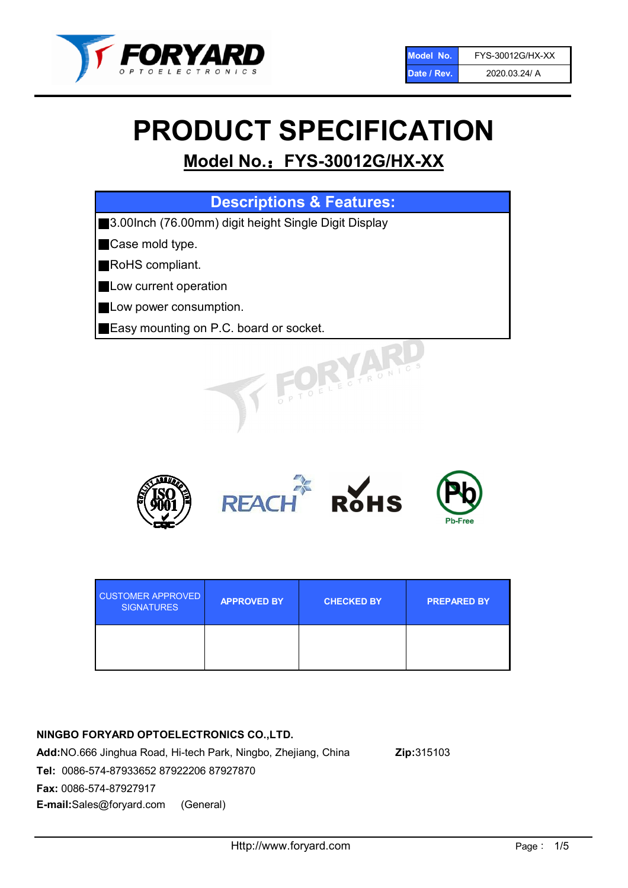| Model No. | FYS-30012G/HX-XX |
| --- | --- |
| Date / Rev. | 2020.03.24/ A |

# PRODUCT SPECIFICATION

## Model No.：FYS-30012G/HX-XX

| Descriptions & Features: |
| --- |
| ■3.00Inch (76.00mm) digit height Single Digit Display |
| ■Case mold type. |
| ■RoHS compliant. |
| ■Low current operation |
| ■Low power consumption. |
| ■Easy mounting on P.C. board or socket. |

| CUSTOMER APPROVED SIGNATURES | APPROVED BY | CHECKED BY | PREPARED BY |
| --- | --- | --- | --- |
| | | | |

**NINGBO FORYARD OPTOELECTRONICS CO.,LTD.**

**Add:**NO.666 Jinghua Road, Hi-tech Park, Ningbo, Zhejiang, China **Zip:**315103

**Tel:** 0086-574-87933652 87922206 87927870

**Fax:** 0086-574-87927917

**E-mail:**Sales@foryard.com (General)

Http://www.foryard.com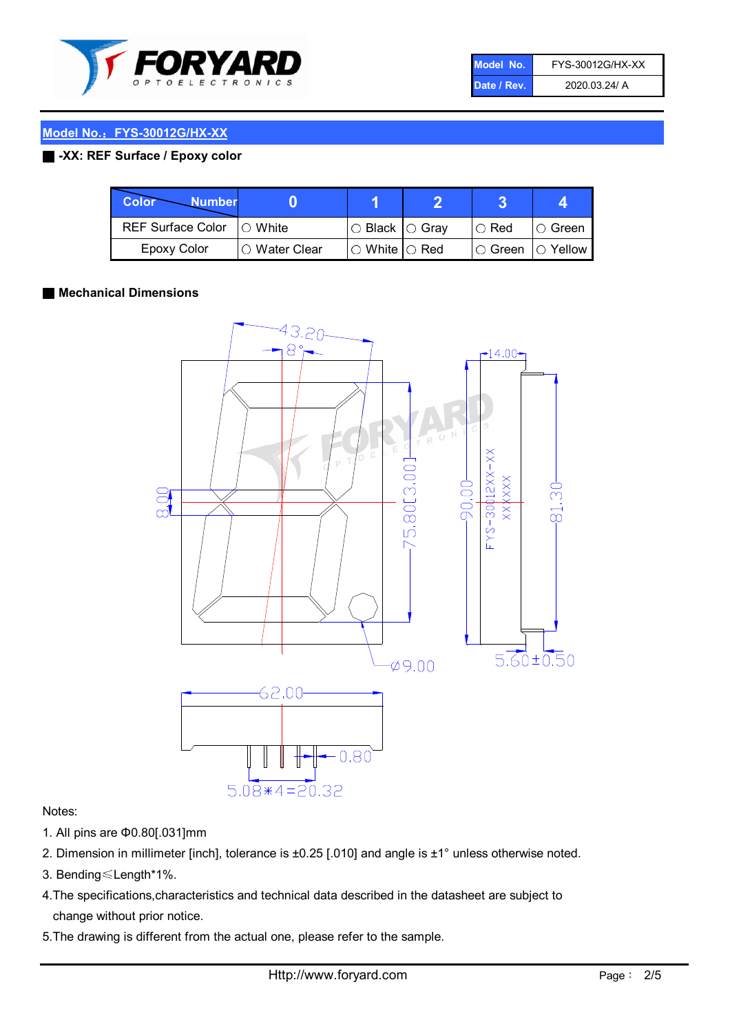| Model No. | FYS-30012G/HX-XX |
| --- | --- |
| Date / Rev. | 2020.03.24/ A |

## Model No.：FYS-30012G/HX-XX

### -XX: REF Surface / Epoxy color

| Color \ Number | 0 | 1 | 2 | 3 | 4 |
| --- | --- | --- | --- | --- | --- |
| REF Surface Color | ○ White | ○ Black | ○ Gray | ○ Red | ○ Green |
| Epoxy Color | ○ Water Clear | ○ White | ○ Red | ○ Green | ○ Yellow |

### Mechanical Dimensions

Notes:

1. All pins are Φ0.80[.031]mm
2. Dimension in millimeter [inch], tolerance is ±0.25 [.010] and angle is ±1° unless otherwise noted.
3. Bending≤Length*1%.
4. The specifications,characteristics and technical data described in the datasheet are subject to change without prior notice.
5. The drawing is different from the actual one, please refer to the sample.

Http://www.foryard.com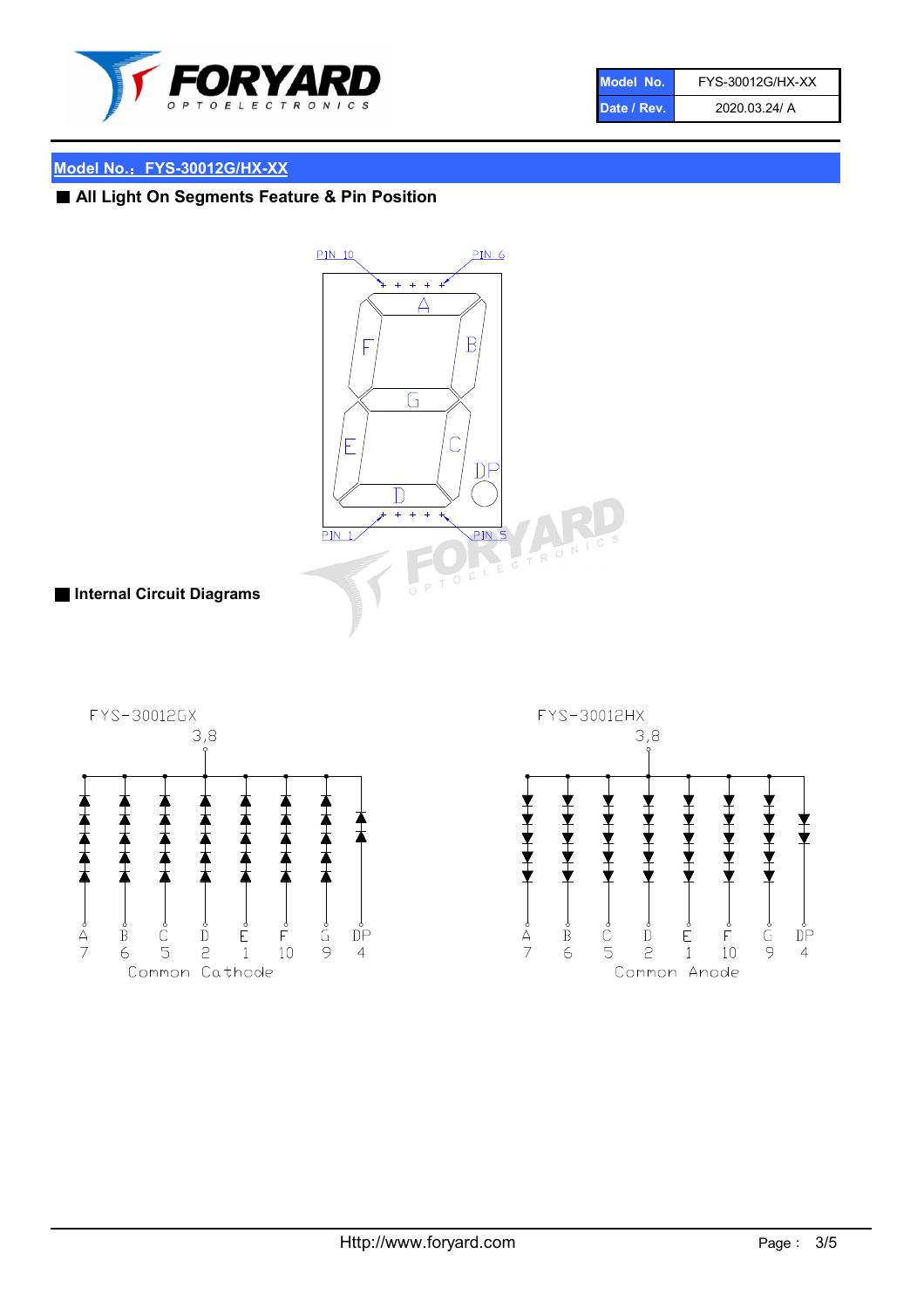| Model No. | FYS-30012G/HX-XX |
| --- | --- |
| Date / Rev. | 2020.03.24/ A |

## Model No.：FYS-30012G/HX-XX

### ■ All Light On Segments Feature & Pin Position

PIN 10 PIN 6

A B C D E F G DP

PIN 1 PIN 5

### ■ Internal Circuit Diagrams

FYS-30012GX

3,8

A 7, B 6, C 5, D 2, E 1, F 10, G 9, DP 4

Common Cathode

FYS-30012HX

3,8

A 7, B 6, C 5, D 2, E 1, F 10, G 9, DP 4

Common Anode

Http://www.foryard.com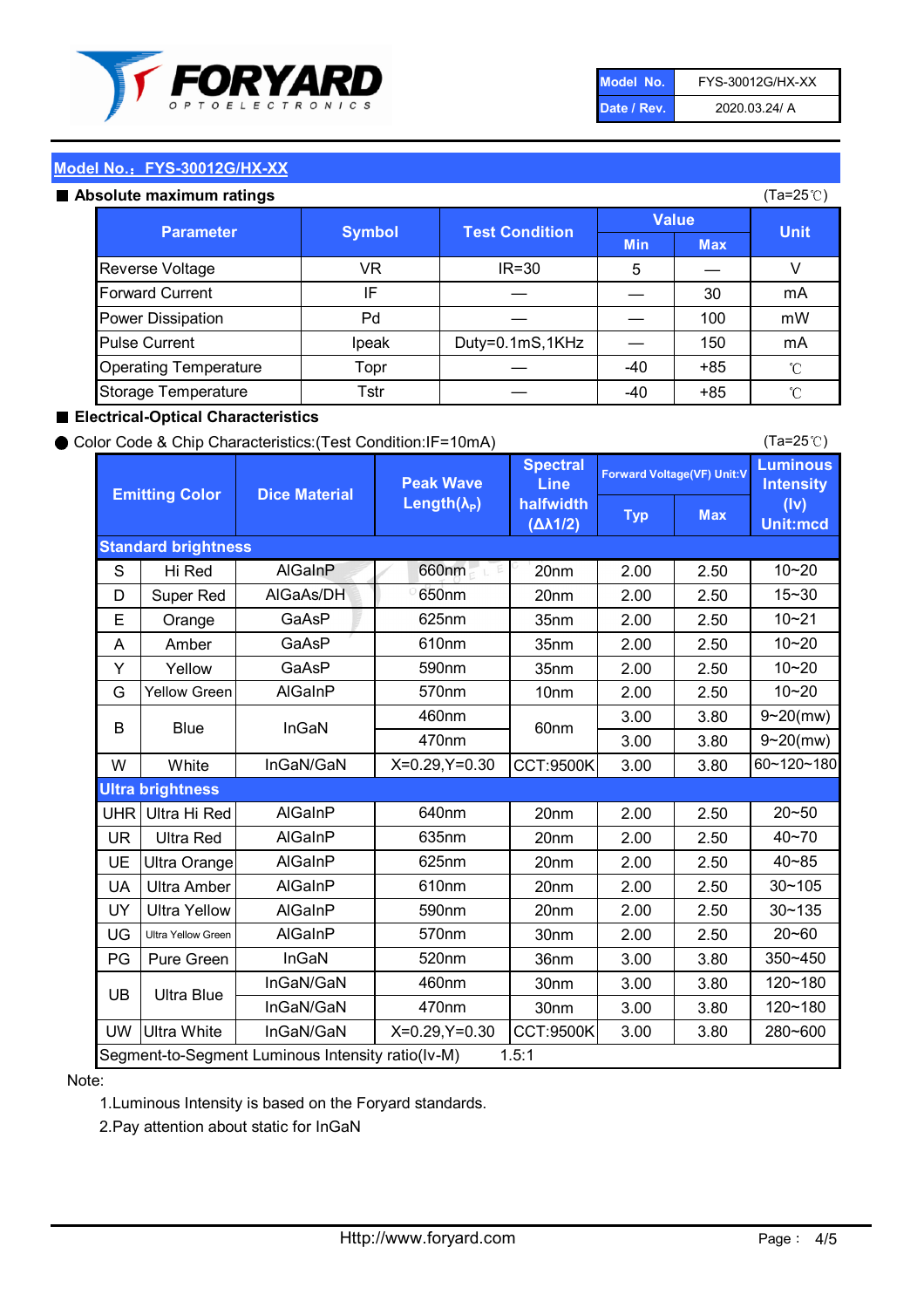| Model No. | FYS-30012G/HX-XX |
|---|---|
| Date / Rev. | 2020.03.24/ A |

## Model No.：FYS-30012G/HX-XX

### ■ Absolute maximum ratings

(Ta=25℃)

| Parameter | Symbol | Test Condition | Value | | Unit |
|---|---|---|---|---|---|
| | | | Min | Max | |
| Reverse Voltage | VR | IR=30 | 5 | — | V |
| Forward Current | IF | — | — | 30 | mA |
| Power Dissipation | Pd | — | — | 100 | mW |
| Pulse Current | Ipeak | Duty=0.1mS,1KHz | — | 150 | mA |
| Operating Temperature | Topr | — | -40 | +85 | ℃ |
| Storage Temperature | Tstr | — | -40 | +85 | ℃ |

### ■ Electrical-Optical Characteristics

● Color Code & Chip Characteristics:(Test Condition:IF=10mA)

(Ta=25℃)

| Emitting Color | | Dice Material | Peak Wave Length($\lambda_P$) | Spectral Line halfwidth ($\Delta\lambda1/2$) | Forward Voltage(VF) Unit:V | | Luminous Intensity (Iv) Unit:mcd |
|---|---|---|---|---|---|---|---|
| | | | | | Typ | Max | |
| **Standard brightness** | | | | | | | |
| S | Hi Red | AlGaInP | 660nm | 20nm | 2.00 | 2.50 | 10~20 |
| D | Super Red | AlGaAs/DH | 650nm | 20nm | 2.00 | 2.50 | 15~30 |
| E | Orange | GaAsP | 625nm | 35nm | 2.00 | 2.50 | 10~21 |
| A | Amber | GaAsP | 610nm | 35nm | 2.00 | 2.50 | 10~20 |
| Y | Yellow | GaAsP | 590nm | 35nm | 2.00 | 2.50 | 10~20 |
| G | Yellow Green | AlGaInP | 570nm | 10nm | 2.00 | 2.50 | 10~20 |
| B | Blue | InGaN | 460nm | 60nm | 3.00 | 3.80 | 9~20(mw) |
| | | | 470nm | | 3.00 | 3.80 | 9~20(mw) |
| W | White | InGaN/GaN | X=0.29,Y=0.30 | CCT:9500K | 3.00 | 3.80 | 60~120~180 |
| **Ultra brightness** | | | | | | | |
| UHR | Ultra Hi Red | AlGaInP | 640nm | 20nm | 2.00 | 2.50 | 20~50 |
| UR | Ultra Red | AlGaInP | 635nm | 20nm | 2.00 | 2.50 | 40~70 |
| UE | Ultra Orange | AlGaInP | 625nm | 20nm | 2.00 | 2.50 | 40~85 |
| UA | Ultra Amber | AlGaInP | 610nm | 20nm | 2.00 | 2.50 | 30~105 |
| UY | Ultra Yellow | AlGaInP | 590nm | 20nm | 2.00 | 2.50 | 30~135 |
| UG | Ultra Yellow Green | AlGaInP | 570nm | 30nm | 2.00 | 2.50 | 20~60 |
| PG | Pure Green | InGaN | 520nm | 36nm | 3.00 | 3.80 | 350~450 |
| UB | Ultra Blue | InGaN/GaN | 460nm | 30nm | 3.00 | 3.80 | 120~180 |
| | | InGaN/GaN | 470nm | 30nm | 3.00 | 3.80 | 120~180 |
| UW | Ultra White | InGaN/GaN | X=0.29,Y=0.30 | CCT:9500K | 3.00 | 3.80 | 280~600 |
| Segment-to-Segment Luminous Intensity ratio(Iv-M) | | | | 1.5:1 | | | |

Note:

1.Luminous Intensity is based on the Foryard standards.

2.Pay attention about static for InGaN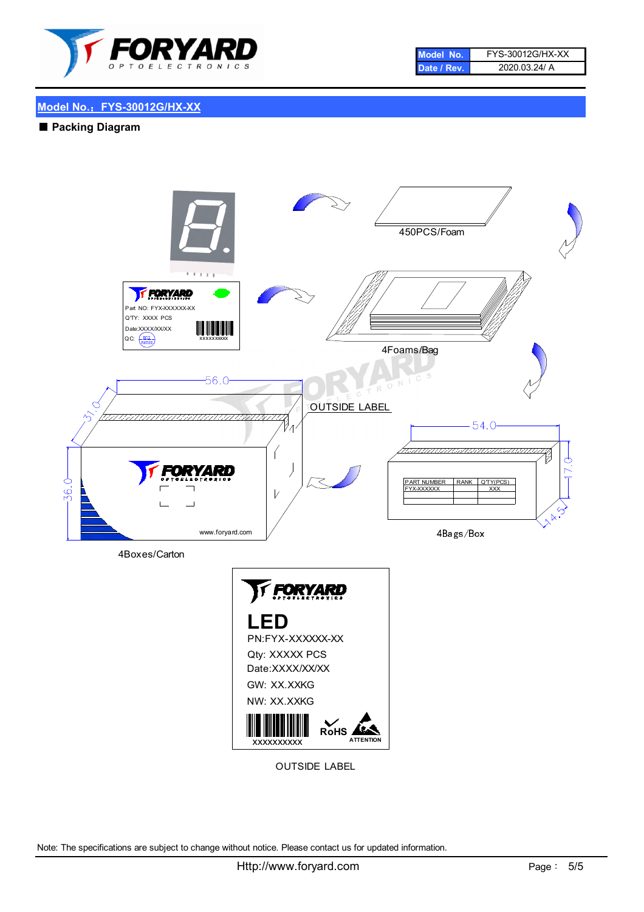| Model No. | FYS-30012G/HX-XX |
| --- | --- |
| Date / Rev. | 2020.03.24/ A |

## Model No.: FYS-30012G/HX-XX

■ Packing Diagram

Part NO: FYX-XXXXXXX-XX
Q'TY: XXXX PCS
Date:XXXX/XX/XX
QC:

450PCS/Foam

4Foams/Bag

56.0

31.0

36.0

OUTSIDE LABEL

www.foryard.com

4Boxes/Carton

54.0

17.0

14.5

| PART NUMBER | RANK | Q'TY(PCS) |
| --- | --- | --- |
| FYX-XXXXXX | | XXX |

4Bags/Box

LED
PN:FYX-XXXXXX-XX
Qty: XXXXX PCS
Date:XXXX/XX/XX
GW: XX.XXKG
NW: XX.XXKG
XXXXXXXXXX
RoHS
ATTENTION

OUTSIDE LABEL

Note: The specifications are subject to change without notice. Please contact us for updated information.

Http://www.foryard.com